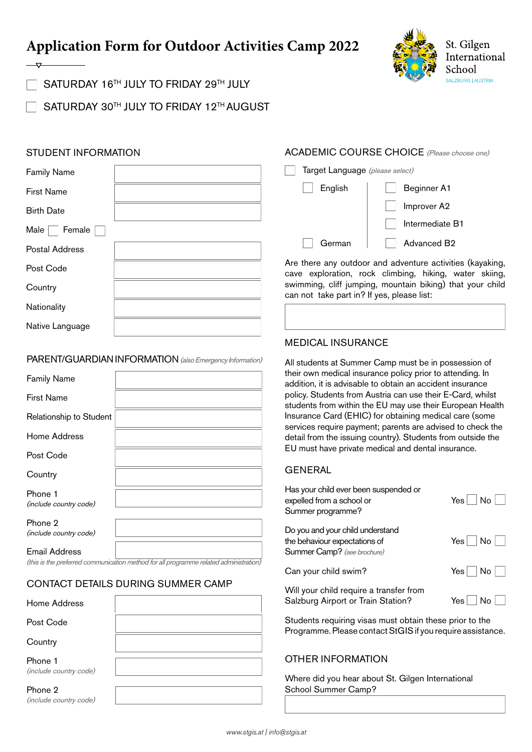# Application Form for Outdoor Activities Camp 2022

St. Gilgen International School
SALZBURG | AUSTRIA

☐ SATURDAY 16TH JULY TO FRIDAY 29TH JULY

☐ SATURDAY 30TH JULY TO FRIDAY 12TH AUGUST

## STUDENT INFORMATION

| | |
|---|---|
| Family Name | |
| First Name | |
| Birth Date | |
| Male ☐ Female ☐ | |
| Postal Address | |
| Post Code | |
| Country | |
| Nationality | |
| Native Language | |

## PARENT/GUARDIAN INFORMATION *(also Emergency Information)*

| | |
|---|---|
| Family Name | |
| First Name | |
| Relationship to Student | |
| Home Address | |
| Post Code | |
| Country | |
| Phone 1 *(include country code)* | |
| Phone 2 *(include country code)* | |
| Email Address | |

*(this is the preferred communication method for all programme related administration)*

## CONTACT DETAILS DURING SUMMER CAMP

| | |
|---|---|
| Home Address | |
| Post Code | |
| Country | |
| Phone 1 *(include country code)* | |
| Phone 2 *(include country code)* | |

## ACADEMIC COURSE CHOICE *(Please choose one)*

☐ Target Language *(please select)*

| | |
|---|---|
| ☐ English | ☐ Beginner A1 |
| | ☐ Improver A2 |
| | ☐ Intermediate B1 |
| ☐ German | ☐ Advanced B2 |

Are there any outdoor and adventure activities (kayaking, cave exploration, rock climbing, hiking, water skiing, swimming, cliff jumping, mountain biking) that your child can not take part in? If yes, please list:

## MEDICAL INSURANCE

All students at Summer Camp must be in possession of their own medical insurance policy prior to attending. In addition, it is advisable to obtain an accident insurance policy. Students from Austria can use their E-Card, whilst students from within the EU may use their European Health Insurance Card (EHIC) for obtaining medical care (some services require payment; parents are advised to check the detail from the issuing country). Students from outside the EU must have private medical and dental insurance.

## GENERAL

| | |
|---|---|
| Has your child ever been suspended or expelled from a school or Summer programme? | Yes ☐ No ☐ |
| Do you and your child understand the behaviour expectations of Summer Camp? *(see brochure)* | Yes ☐ No ☐ |
| Can your child swim? | Yes ☐ No ☐ |
| Will your child require a transfer from Salzburg Airport or Train Station? | Yes ☐ No ☐ |

Students requiring visas must obtain these prior to the Programme. Please contact StGIS if you require assistance.

## OTHER INFORMATION

Where did you hear about St. Gilgen International School Summer Camp?

*www.stgis.at | info@stgis.at*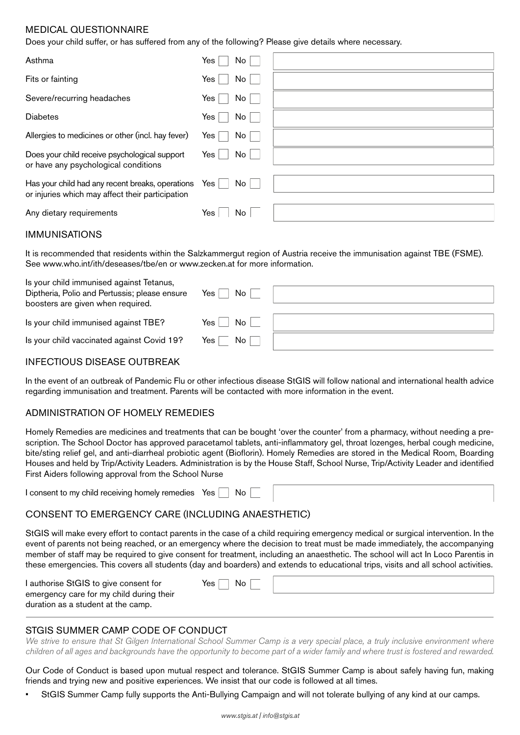## MEDICAL QUESTIONNAIRE

Does your child suffer, or has suffered from any of the following? Please give details where necessary.

| | | |
|---|---|---|
| Asthma | Yes ☐ No ☐ | |
| Fits or fainting | Yes ☐ No ☐ | |
| Severe/recurring headaches | Yes ☐ No ☐ | |
| Diabetes | Yes ☐ No ☐ | |
| Allergies to medicines or other (incl. hay fever) | Yes ☐ No ☐ | |
| Does your child receive psychological support or have any psychological conditions | Yes ☐ No ☐ | |
| Has your child had any recent breaks, operations or injuries which may affect their participation | Yes ☐ No ☐ | |
| Any dietary requirements | Yes ☐ No ☐ | |

## IMMUNISATIONS

It is recommended that residents within the Salzkammergut region of Austria receive the immunisation against TBE (FSME). See www.who.int/ith/deseases/tbe/en or www.zecken.at for more information.

| | | |
|---|---|---|
| Is your child immunised against Tetanus, Diptheria, Polio and Pertussis; please ensure boosters are given when required. | Yes ☐ No ☐ | |
| Is your child immunised against TBE? | Yes ☐ No ☐ | |
| Is your child vaccinated against Covid 19? | Yes ☐ No ☐ | |

## INFECTIOUS DISEASE OUTBREAK

In the event of an outbreak of Pandemic Flu or other infectious disease StGIS will follow national and international health advice regarding immunisation and treatment. Parents will be contacted with more information in the event.

## ADMINISTRATION OF HOMELY REMEDIES

Homely Remedies are medicines and treatments that can be bought 'over the counter' from a pharmacy, without needing a prescription. The School Doctor has approved paracetamol tablets, anti-inflammatory gel, throat lozenges, herbal cough medicine, bite/sting relief gel, and anti-diarrheal probiotic agent (Bioflorin). Homely Remedies are stored in the Medical Room, Boarding Houses and held by Trip/Activity Leaders. Administration is by the House Staff, School Nurse, Trip/Activity Leader and identified First Aiders following approval from the School Nurse

I consent to my child receiving homely remedies Yes ☐ No ☐

## CONSENT TO EMERGENCY CARE (INCLUDING ANAESTHETIC)

StGIS will make every effort to contact parents in the case of a child requiring emergency medical or surgical intervention. In the event of parents not being reached, or an emergency where the decision to treat must be made immediately, the accompanying member of staff may be required to give consent for treatment, including an anaesthetic. The school will act In Loco Parentis in these emergencies. This covers all students (day and boarders) and extends to educational trips, visits and all school activities.

I authorise StGIS to give consent for emergency care for my child during their duration as a student at the camp. Yes ☐ No ☐

## STGIS SUMMER CAMP CODE OF CONDUCT

*We strive to ensure that St Gilgen International School Summer Camp is a very special place, a truly inclusive environment where children of all ages and backgrounds have the opportunity to become part of a wider family and where trust is fostered and rewarded.*

Our Code of Conduct is based upon mutual respect and tolerance. StGIS Summer Camp is about safely having fun, making friends and trying new and positive experiences. We insist that our code is followed at all times.

- StGIS Summer Camp fully supports the Anti-Bullying Campaign and will not tolerate bullying of any kind at our camps.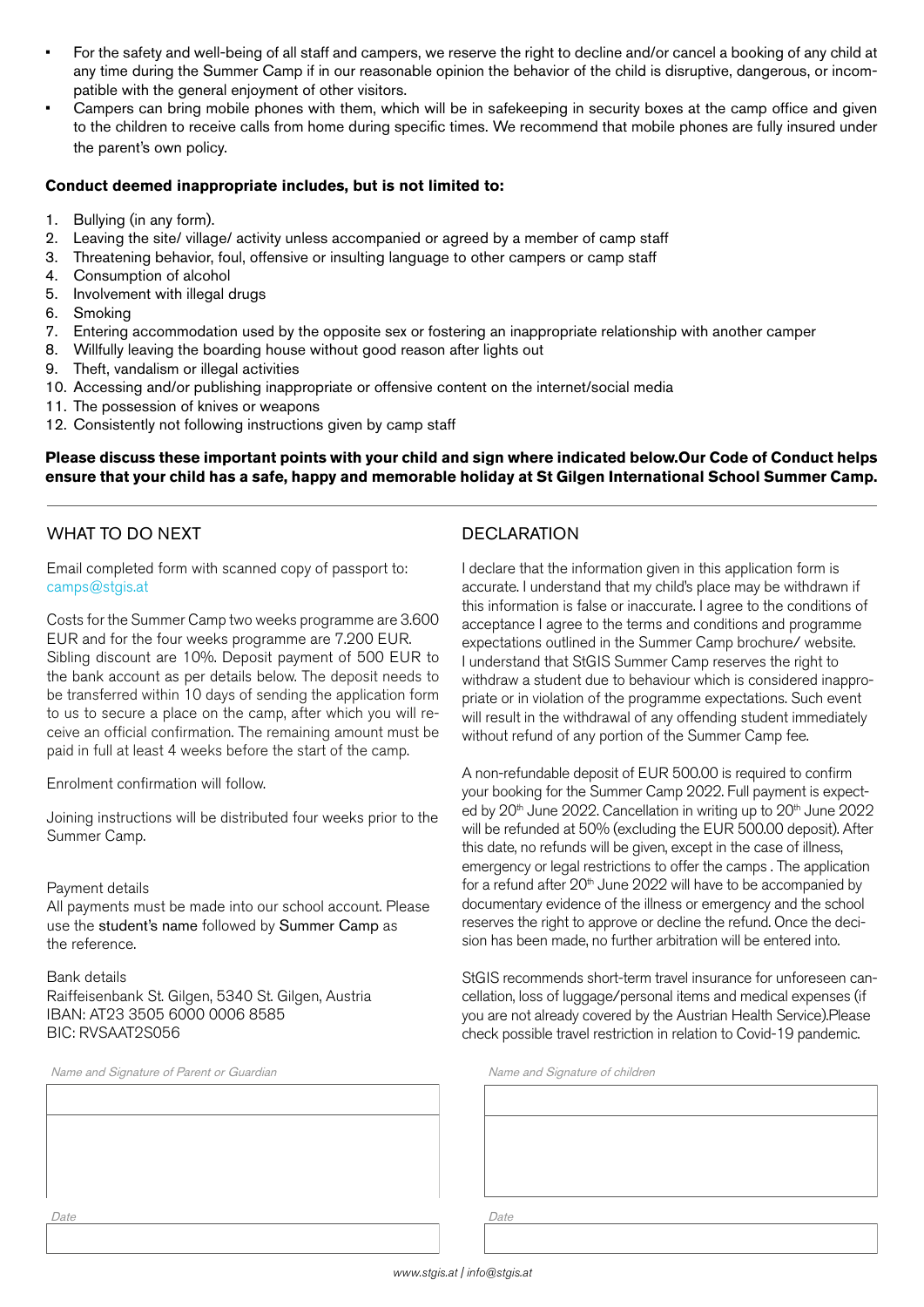- For the safety and well-being of all staff and campers, we reserve the right to decline and/or cancel a booking of any child at any time during the Summer Camp if in our reasonable opinion the behavior of the child is disruptive, dangerous, or incompatible with the general enjoyment of other visitors.
- Campers can bring mobile phones with them, which will be in safekeeping in security boxes at the camp office and given to the children to receive calls from home during specific times. We recommend that mobile phones are fully insured under the parent's own policy.

**Conduct deemed inappropriate includes, but is not limited to:**

1. Bullying (in any form).
2. Leaving the site/ village/ activity unless accompanied or agreed by a member of camp staff
3. Threatening behavior, foul, offensive or insulting language to other campers or camp staff
4. Consumption of alcohol
5. Involvement with illegal drugs
6. Smoking
7. Entering accommodation used by the opposite sex or fostering an inappropriate relationship with another camper
8. Willfully leaving the boarding house without good reason after lights out
9. Theft, vandalism or illegal activities
10. Accessing and/or publishing inappropriate or offensive content on the internet/social media
11. The possession of knives or weapons
12. Consistently not following instructions given by camp staff

**Please discuss these important points with your child and sign where indicated below.Our Code of Conduct helps ensure that your child has a safe, happy and memorable holiday at St Gilgen International School Summer Camp.**

---

## WHAT TO DO NEXT

Email completed form with scanned copy of passport to: camps@stgis.at

Costs for the Summer Camp two weeks programme are 3.600 EUR and for the four weeks programme are 7.200 EUR. Sibling discount are 10%. Deposit payment of 500 EUR to the bank account as per details below. The deposit needs to be transferred within 10 days of sending the application form to us to secure a place on the camp, after which you will receive an official confirmation. The remaining amount must be paid in full at least 4 weeks before the start of the camp.

Enrolment confirmation will follow.

Joining instructions will be distributed four weeks prior to the Summer Camp.

Payment details
All payments must be made into our school account. Please use the student's name followed by Summer Camp as the reference.

Bank details
Raiffeisenbank St. Gilgen, 5340 St. Gilgen, Austria
IBAN: AT23 3505 6000 0006 8585
BIC: RVSAAT2S056

## DECLARATION

I declare that the information given in this application form is accurate. I understand that my child's place may be withdrawn if this information is false or inaccurate. I agree to the conditions of acceptance I agree to the terms and conditions and programme expectations outlined in the Summer Camp brochure/ website. I understand that StGIS Summer Camp reserves the right to withdraw a student due to behaviour which is considered inappropriate or in violation of the programme expectations. Such event will result in the withdrawal of any offending student immediately without refund of any portion of the Summer Camp fee.

A non-refundable deposit of EUR 500.00 is required to confirm your booking for the Summer Camp 2022. Full payment is expected by 20th June 2022. Cancellation in writing up to 20th June 2022 will be refunded at 50% (excluding the EUR 500.00 deposit). After this date, no refunds will be given, except in the case of illness, emergency or legal restrictions to offer the camps . The application for a refund after 20th June 2022 will have to be accompanied by documentary evidence of the illness or emergency and the school reserves the right to approve or decline the refund. Once the decision has been made, no further arbitration will be entered into.

StGIS recommends short-term travel insurance for unforeseen cancellation, loss of luggage/personal items and medical expenses (if you are not already covered by the Austrian Health Service).Please check possible travel restriction in relation to Covid-19 pandemic.

*Name and Signature of Parent or Guardian*

*Date*

*Name and Signature of children*

*Date*

*www.stgis.at | info@stgis.at*